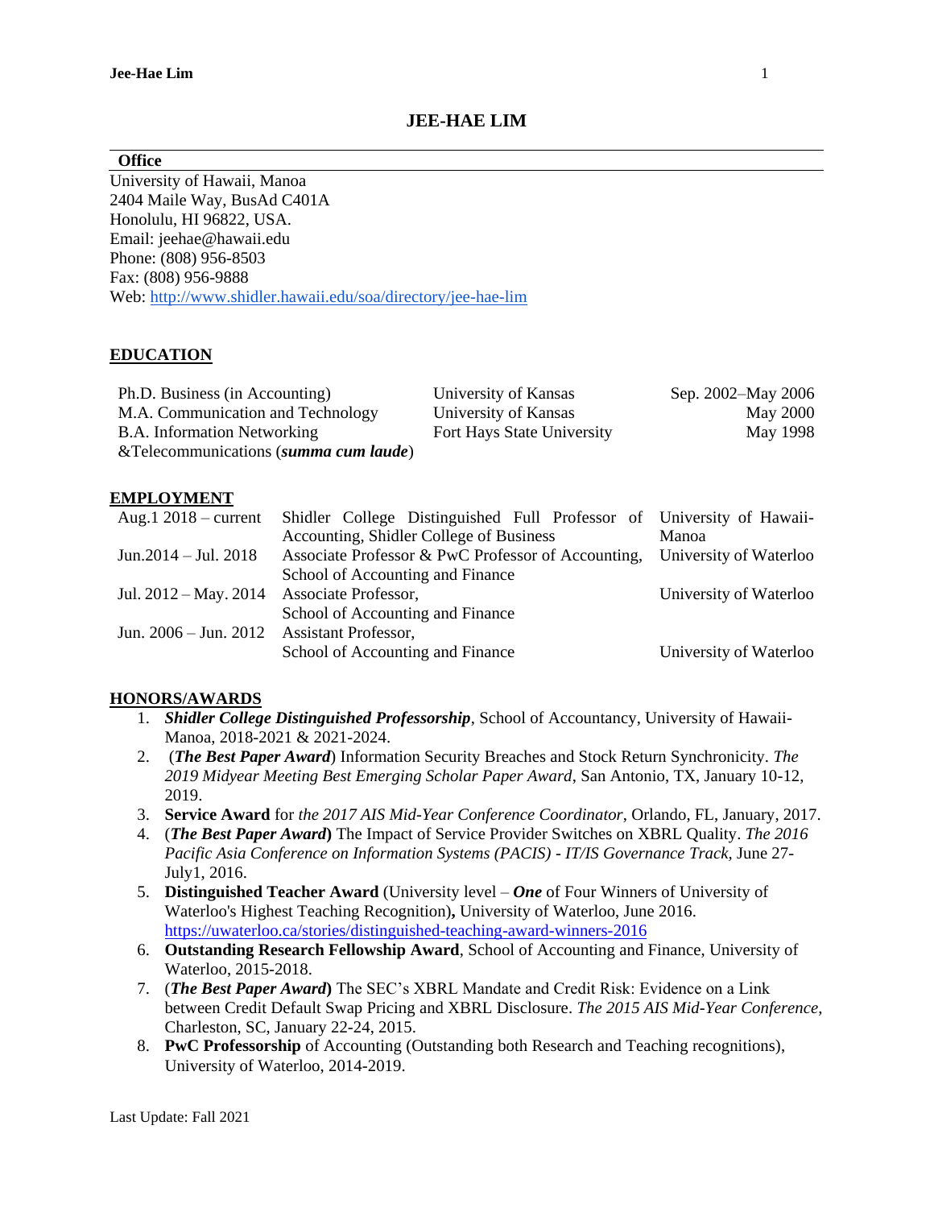# JEE-HAE LIM

## Office

University of Hawaii, Manoa
2404 Maile Way, BusAd C401A
Honolulu, HI 96822, USA.
Email: jeehae@hawaii.edu
Phone: (808) 956-8503
Fax: (808) 956-9888
Web: [http://www.shidler.hawaii.edu/soa/directory/jee-hae-lim](http://www.shidler.hawaii.edu/soa/directory/jee-hae-lim)

## EDUCATION

| | | |
|---|---|---|
| Ph.D. Business (in Accounting) | University of Kansas | Sep. 2002–May 2006 |
| M.A. Communication and Technology | University of Kansas | May 2000 |
| B.A. Information Networking &Telecommunications (***summa cum laude***) | Fort Hays State University | May 1998 |

## EMPLOYMENT

| | | |
|---|---|---|
| Aug.1 2018 – current | Shidler College Distinguished Full Professor of Accounting, Shidler College of Business | University of Hawaii-Manoa |
| Jun.2014 – Jul. 2018 | Associate Professor & PwC Professor of Accounting, School of Accounting and Finance | University of Waterloo |
| Jul. 2012 – May. 2014 | Associate Professor, School of Accounting and Finance | University of Waterloo |
| Jun. 2006 – Jun. 2012 | Assistant Professor, School of Accounting and Finance | University of Waterloo |

## HONORS/AWARDS

1. ***Shidler College Distinguished Professorship***, School of Accountancy, University of Hawaii-Manoa, 2018-2021 & 2021-2024.
2. (***The Best Paper Award***) Information Security Breaches and Stock Return Synchronicity. *The 2019 Midyear Meeting Best Emerging Scholar Paper Award*, San Antonio, TX, January 10-12, 2019.
3. **Service Award** for *the 2017 AIS Mid-Year Conference Coordinator*, Orlando, FL, January, 2017.
4. (***The Best Paper Award***) The Impact of Service Provider Switches on XBRL Quality. *The 2016 Pacific Asia Conference on Information Systems (PACIS) - IT/IS Governance Track*, June 27-July1, 2016.
5. **Distinguished Teacher Award** (University level – ***One*** of Four Winners of University of Waterloo's Highest Teaching Recognition)**,** University of Waterloo, June 2016. [https://uwaterloo.ca/stories/distinguished-teaching-award-winners-2016](https://uwaterloo.ca/stories/distinguished-teaching-award-winners-2016)
6. **Outstanding Research Fellowship Award**, School of Accounting and Finance, University of Waterloo, 2015-2018.
7. (***The Best Paper Award***) The SEC's XBRL Mandate and Credit Risk: Evidence on a Link between Credit Default Swap Pricing and XBRL Disclosure. *The 2015 AIS Mid-Year Conference*, Charleston, SC, January 22-24, 2015.
8. **PwC Professorship** of Accounting (Outstanding both Research and Teaching recognitions), University of Waterloo, 2014-2019.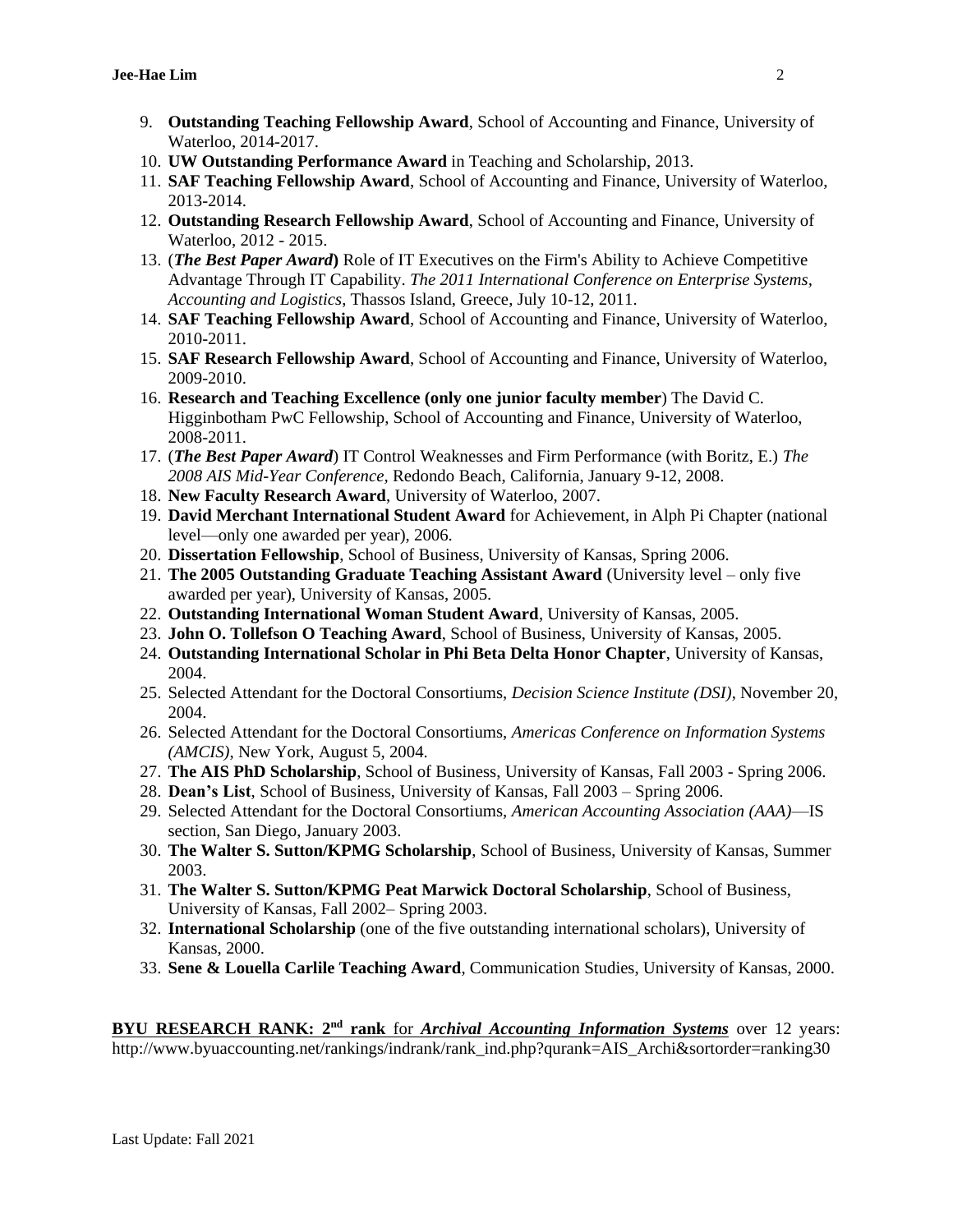9. **Outstanding Teaching Fellowship Award**, School of Accounting and Finance, University of Waterloo, 2014-2017.
10. **UW Outstanding Performance Award** in Teaching and Scholarship, 2013.
11. **SAF Teaching Fellowship Award**, School of Accounting and Finance, University of Waterloo, 2013-2014.
12. **Outstanding Research Fellowship Award**, School of Accounting and Finance, University of Waterloo, 2012 - 2015.
13. (***The Best Paper Award***) Role of IT Executives on the Firm's Ability to Achieve Competitive Advantage Through IT Capability. *The 2011 International Conference on Enterprise Systems, Accounting and Logistics*, Thassos Island, Greece, July 10-12, 2011.
14. **SAF Teaching Fellowship Award**, School of Accounting and Finance, University of Waterloo, 2010-2011.
15. **SAF Research Fellowship Award**, School of Accounting and Finance, University of Waterloo, 2009-2010.
16. **Research and Teaching Excellence (only one junior faculty member**) The David C. Higginbotham PwC Fellowship, School of Accounting and Finance, University of Waterloo, 2008-2011.
17. (***The Best Paper Award***) IT Control Weaknesses and Firm Performance (with Boritz, E.) *The 2008 AIS Mid-Year Conference*, Redondo Beach, California, January 9-12, 2008.
18. **New Faculty Research Award**, University of Waterloo, 2007.
19. **David Merchant International Student Award** for Achievement, in Alph Pi Chapter (national level—only one awarded per year), 2006.
20. **Dissertation Fellowship**, School of Business, University of Kansas, Spring 2006.
21. **The 2005 Outstanding Graduate Teaching Assistant Award** (University level – only five awarded per year), University of Kansas, 2005.
22. **Outstanding International Woman Student Award**, University of Kansas, 2005.
23. **John O. Tollefson O Teaching Award**, School of Business, University of Kansas, 2005.
24. **Outstanding International Scholar in Phi Beta Delta Honor Chapter**, University of Kansas, 2004.
25. Selected Attendant for the Doctoral Consortiums, *Decision Science Institute (DSI)*, November 20, 2004.
26. Selected Attendant for the Doctoral Consortiums, *Americas Conference on Information Systems (AMCIS)*, New York, August 5, 2004.
27. **The AIS PhD Scholarship**, School of Business, University of Kansas, Fall 2003 - Spring 2006.
28. **Dean's List**, School of Business, University of Kansas, Fall 2003 – Spring 2006.
29. Selected Attendant for the Doctoral Consortiums, *American Accounting Association (AAA)*—IS section, San Diego, January 2003.
30. **The Walter S. Sutton/KPMG Scholarship**, School of Business, University of Kansas, Summer 2003.
31. **The Walter S. Sutton/KPMG Peat Marwick Doctoral Scholarship**, School of Business, University of Kansas, Fall 2002– Spring 2003.
32. **International Scholarship** (one of the five outstanding international scholars), University of Kansas, 2000.
33. **Sene & Louella Carlile Teaching Award**, Communication Studies, University of Kansas, 2000.

**BYU RESEARCH RANK: 2nd rank** for ***Archival Accounting Information Systems*** over 12 years: http://www.byuaccounting.net/rankings/indrank/rank_ind.php?qurank=AIS_Archi&sortorder=ranking30

Last Update: Fall 2021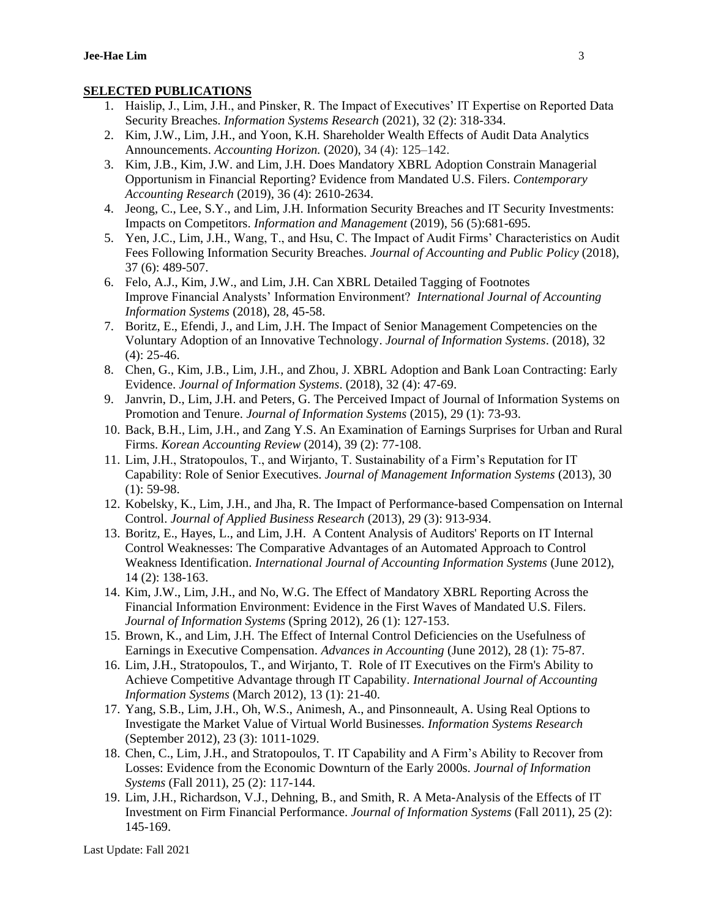## SELECTED PUBLICATIONS

1. Haislip, J., Lim, J.H., and Pinsker, R. The Impact of Executives' IT Expertise on Reported Data Security Breaches. *Information Systems Research* (2021), 32 (2): 318-334.
2. Kim, J.W., Lim, J.H., and Yoon, K.H. Shareholder Wealth Effects of Audit Data Analytics Announcements. *Accounting Horizon.* (2020), 34 (4): 125–142.
3. Kim, J.B., Kim, J.W. and Lim, J.H. Does Mandatory XBRL Adoption Constrain Managerial Opportunism in Financial Reporting? Evidence from Mandated U.S. Filers. *Contemporary Accounting Research* (2019), 36 (4): 2610-2634.
4. Jeong, C., Lee, S.Y., and Lim, J.H. Information Security Breaches and IT Security Investments: Impacts on Competitors. *Information and Management* (2019), 56 (5):681-695.
5. Yen, J.C., Lim, J.H., Wang, T., and Hsu, C. The Impact of Audit Firms' Characteristics on Audit Fees Following Information Security Breaches. *Journal of Accounting and Public Policy* (2018), 37 (6): 489-507.
6. Felo, A.J., Kim, J.W., and Lim, J.H. Can XBRL Detailed Tagging of Footnotes Improve Financial Analysts' Information Environment? *International Journal of Accounting Information Systems* (2018), 28, 45-58.
7. Boritz, E., Efendi, J., and Lim, J.H. The Impact of Senior Management Competencies on the Voluntary Adoption of an Innovative Technology. *Journal of Information Systems*. (2018), 32 (4): 25-46.
8. Chen, G., Kim, J.B., Lim, J.H., and Zhou, J. XBRL Adoption and Bank Loan Contracting: Early Evidence. *Journal of Information Systems*. (2018), 32 (4): 47-69.
9. Janvrin, D., Lim, J.H. and Peters, G. The Perceived Impact of Journal of Information Systems on Promotion and Tenure. *Journal of Information Systems* (2015), 29 (1): 73-93.
10. Back, B.H., Lim, J.H., and Zang Y.S. An Examination of Earnings Surprises for Urban and Rural Firms. *Korean Accounting Review* (2014), 39 (2): 77-108.
11. Lim, J.H., Stratopoulos, T., and Wirjanto, T. Sustainability of a Firm's Reputation for IT Capability: Role of Senior Executives. *Journal of Management Information Systems* (2013), 30 (1): 59-98.
12. Kobelsky, K., Lim, J.H., and Jha, R. The Impact of Performance-based Compensation on Internal Control. *Journal of Applied Business Research* (2013), 29 (3): 913-934.
13. Boritz, E., Hayes, L., and Lim, J.H. A Content Analysis of Auditors' Reports on IT Internal Control Weaknesses: The Comparative Advantages of an Automated Approach to Control Weakness Identification. *International Journal of Accounting Information Systems* (June 2012), 14 (2): 138-163.
14. Kim, J.W., Lim, J.H., and No, W.G. The Effect of Mandatory XBRL Reporting Across the Financial Information Environment: Evidence in the First Waves of Mandated U.S. Filers. *Journal of Information Systems* (Spring 2012), 26 (1): 127-153.
15. Brown, K., and Lim, J.H. The Effect of Internal Control Deficiencies on the Usefulness of Earnings in Executive Compensation. *Advances in Accounting* (June 2012), 28 (1): 75-87.
16. Lim, J.H., Stratopoulos, T., and Wirjanto, T. Role of IT Executives on the Firm's Ability to Achieve Competitive Advantage through IT Capability. *International Journal of Accounting Information Systems* (March 2012), 13 (1): 21-40.
17. Yang, S.B., Lim, J.H., Oh, W.S., Animesh, A., and Pinsonneault, A. Using Real Options to Investigate the Market Value of Virtual World Businesses. *Information Systems Research* (September 2012), 23 (3): 1011-1029.
18. Chen, C., Lim, J.H., and Stratopoulos, T. IT Capability and A Firm's Ability to Recover from Losses: Evidence from the Economic Downturn of the Early 2000s. *Journal of Information Systems* (Fall 2011), 25 (2): 117-144.
19. Lim, J.H., Richardson, V.J., Dehning, B., and Smith, R. A Meta-Analysis of the Effects of IT Investment on Firm Financial Performance. *Journal of Information Systems* (Fall 2011), 25 (2): 145-169.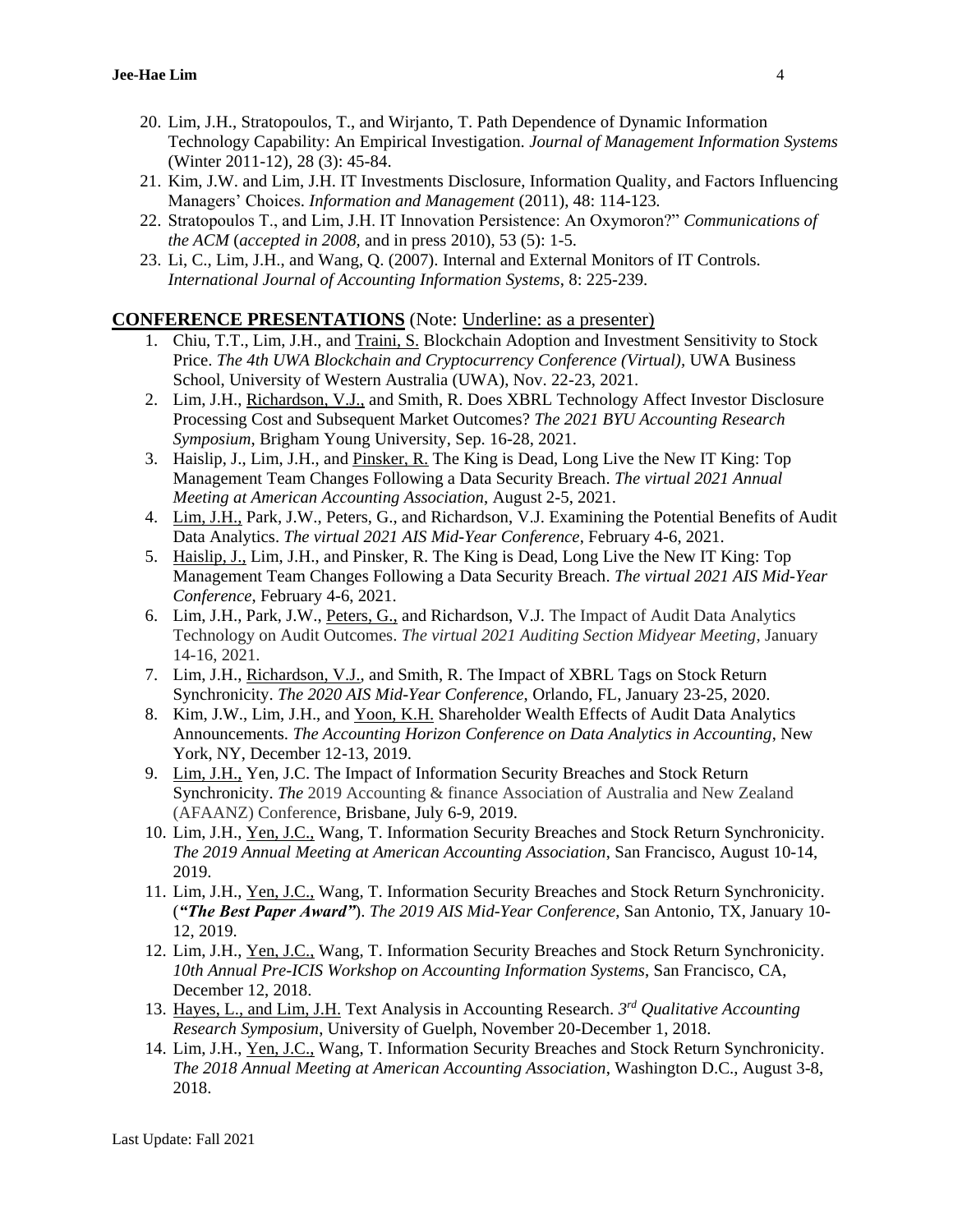20. Lim, J.H., Stratopoulos, T., and Wirjanto, T. Path Dependence of Dynamic Information Technology Capability: An Empirical Investigation. *Journal of Management Information Systems* (Winter 2011-12), 28 (3): 45-84.
21. Kim, J.W. and Lim, J.H. IT Investments Disclosure, Information Quality, and Factors Influencing Managers' Choices. *Information and Management* (2011), 48: 114-123.
22. Stratopoulos T., and Lim, J.H. IT Innovation Persistence: An Oxymoron?" *Communications of the ACM* (*accepted in 2008*, and in press 2010), 53 (5): 1-5.
23. Li, C., Lim, J.H., and Wang, Q. (2007). Internal and External Monitors of IT Controls. *International Journal of Accounting Information Systems*, 8: 225-239.

## CONFERENCE PRESENTATIONS (Note: Underline: as a presenter)

1. Chiu, T.T., Lim, J.H., and Traini, S. Blockchain Adoption and Investment Sensitivity to Stock Price. *The 4th UWA Blockchain and Cryptocurrency Conference (Virtual)*, UWA Business School, University of Western Australia (UWA), Nov. 22-23, 2021.
2. Lim, J.H., Richardson, V.J., and Smith, R. Does XBRL Technology Affect Investor Disclosure Processing Cost and Subsequent Market Outcomes? *The 2021 BYU Accounting Research Symposium*, Brigham Young University, Sep. 16-28, 2021.
3. Haislip, J., Lim, J.H., and Pinsker, R. The King is Dead, Long Live the New IT King: Top Management Team Changes Following a Data Security Breach. *The virtual 2021 Annual Meeting at American Accounting Association*, August 2-5, 2021.
4. Lim, J.H., Park, J.W., Peters, G., and Richardson, V.J. Examining the Potential Benefits of Audit Data Analytics. *The virtual 2021 AIS Mid-Year Conference*, February 4-6, 2021.
5. Haislip, J., Lim, J.H., and Pinsker, R. The King is Dead, Long Live the New IT King: Top Management Team Changes Following a Data Security Breach. *The virtual 2021 AIS Mid-Year Conference*, February 4-6, 2021.
6. Lim, J.H., Park, J.W., Peters, G., and Richardson, V.J. The Impact of Audit Data Analytics Technology on Audit Outcomes. *The virtual 2021 Auditing Section Midyear Meeting*, January 14-16, 2021.
7. Lim, J.H., Richardson, V.J., and Smith, R. The Impact of XBRL Tags on Stock Return Synchronicity. *The 2020 AIS Mid-Year Conference*, Orlando, FL, January 23-25, 2020.
8. Kim, J.W., Lim, J.H., and Yoon, K.H. Shareholder Wealth Effects of Audit Data Analytics Announcements. *The Accounting Horizon Conference on Data Analytics in Accounting*, New York, NY, December 12-13, 2019.
9. Lim, J.H., Yen, J.C. The Impact of Information Security Breaches and Stock Return Synchronicity. *The* 2019 Accounting & finance Association of Australia and New Zealand (AFAANZ) Conference, Brisbane, July 6-9, 2019.
10. Lim, J.H., Yen, J.C., Wang, T. Information Security Breaches and Stock Return Synchronicity. *The 2019 Annual Meeting at American Accounting Association*, San Francisco, August 10-14, 2019.
11. Lim, J.H., Yen, J.C., Wang, T. Information Security Breaches and Stock Return Synchronicity. (***"The Best Paper Award"***). *The 2019 AIS Mid-Year Conference*, San Antonio, TX, January 10-12, 2019.
12. Lim, J.H., Yen, J.C., Wang, T. Information Security Breaches and Stock Return Synchronicity. *10th Annual Pre-ICIS Workshop on Accounting Information Systems*, San Francisco, CA, December 12, 2018.
13. Hayes, L., and Lim, J.H. Text Analysis in Accounting Research. *3rd Qualitative Accounting Research Symposium*, University of Guelph, November 20-December 1, 2018.
14. Lim, J.H., Yen, J.C., Wang, T. Information Security Breaches and Stock Return Synchronicity. *The 2018 Annual Meeting at American Accounting Association*, Washington D.C., August 3-8, 2018.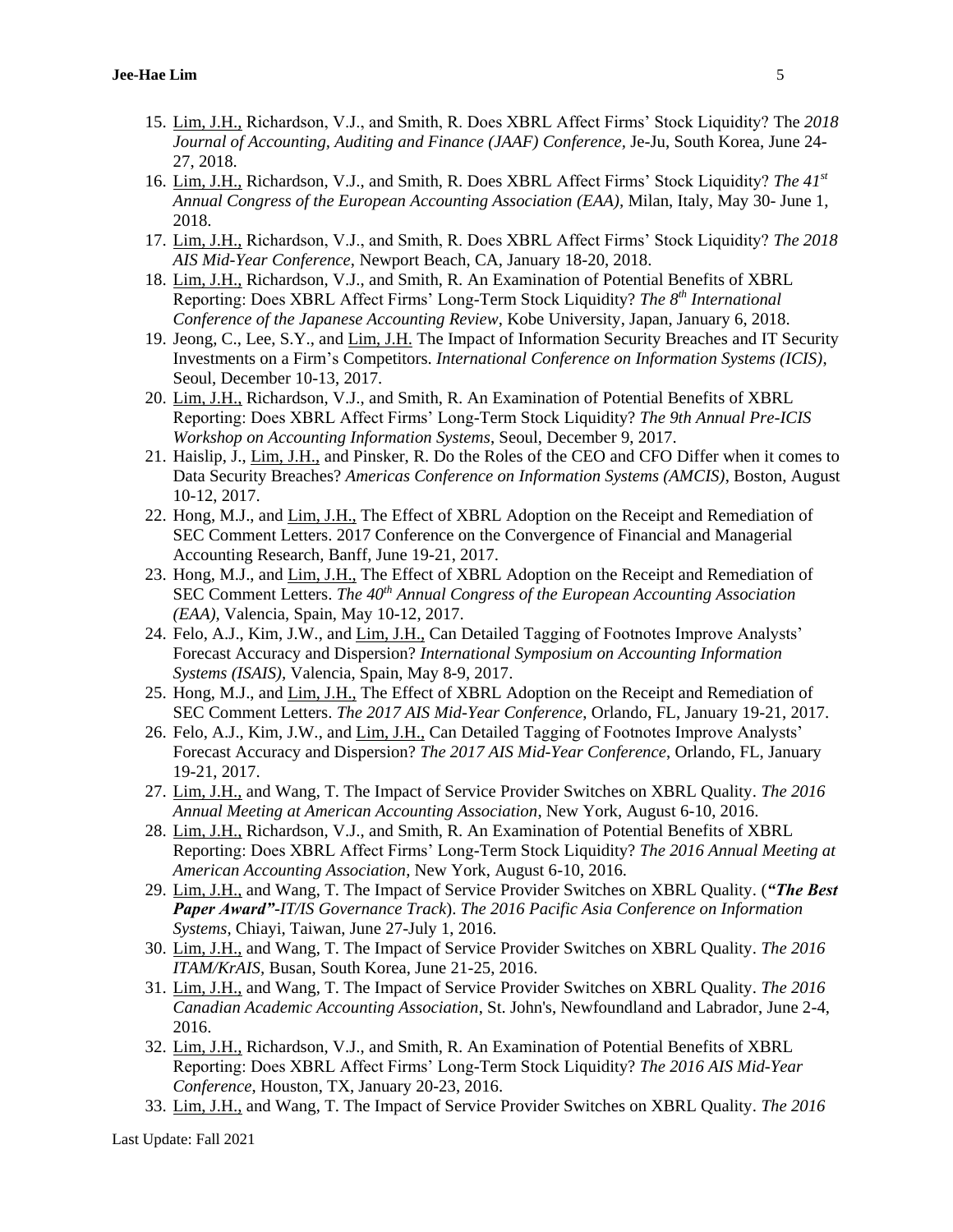15. Lim, J.H., Richardson, V.J., and Smith, R. Does XBRL Affect Firms' Stock Liquidity? The *2018 Journal of Accounting, Auditing and Finance (JAAF) Conference*, Je-Ju, South Korea, June 24-27, 2018.
16. Lim, J.H., Richardson, V.J., and Smith, R. Does XBRL Affect Firms' Stock Liquidity? *The 41st Annual Congress of the European Accounting Association (EAA)*, Milan, Italy, May 30- June 1, 2018.
17. Lim, J.H., Richardson, V.J., and Smith, R. Does XBRL Affect Firms' Stock Liquidity? *The 2018 AIS Mid-Year Conference*, Newport Beach, CA, January 18-20, 2018.
18. Lim, J.H., Richardson, V.J., and Smith, R. An Examination of Potential Benefits of XBRL Reporting: Does XBRL Affect Firms' Long-Term Stock Liquidity? *The 8th International Conference of the Japanese Accounting Review*, Kobe University, Japan, January 6, 2018.
19. Jeong, C., Lee, S.Y., and Lim, J.H. The Impact of Information Security Breaches and IT Security Investments on a Firm's Competitors. *International Conference on Information Systems (ICIS)*, Seoul, December 10-13, 2017.
20. Lim, J.H., Richardson, V.J., and Smith, R. An Examination of Potential Benefits of XBRL Reporting: Does XBRL Affect Firms' Long-Term Stock Liquidity? *The 9th Annual Pre-ICIS Workshop on Accounting Information Systems*, Seoul, December 9, 2017.
21. Haislip, J., Lim, J.H., and Pinsker, R. Do the Roles of the CEO and CFO Differ when it comes to Data Security Breaches? *Americas Conference on Information Systems (AMCIS)*, Boston, August 10-12, 2017.
22. Hong, M.J., and Lim, J.H., The Effect of XBRL Adoption on the Receipt and Remediation of SEC Comment Letters. 2017 Conference on the Convergence of Financial and Managerial Accounting Research, Banff, June 19-21, 2017.
23. Hong, M.J., and Lim, J.H., The Effect of XBRL Adoption on the Receipt and Remediation of SEC Comment Letters. *The 40th Annual Congress of the European Accounting Association (EAA)*, Valencia, Spain, May 10-12, 2017.
24. Felo, A.J., Kim, J.W., and Lim, J.H., Can Detailed Tagging of Footnotes Improve Analysts' Forecast Accuracy and Dispersion? *International Symposium on Accounting Information Systems (ISAIS)*, Valencia, Spain, May 8-9, 2017.
25. Hong, M.J., and Lim, J.H., The Effect of XBRL Adoption on the Receipt and Remediation of SEC Comment Letters. *The 2017 AIS Mid-Year Conference*, Orlando, FL, January 19-21, 2017.
26. Felo, A.J., Kim, J.W., and Lim, J.H., Can Detailed Tagging of Footnotes Improve Analysts' Forecast Accuracy and Dispersion? *The 2017 AIS Mid-Year Conference*, Orlando, FL, January 19-21, 2017.
27. Lim, J.H., and Wang, T. The Impact of Service Provider Switches on XBRL Quality. *The 2016 Annual Meeting at American Accounting Association*, New York, August 6-10, 2016.
28. Lim, J.H., Richardson, V.J., and Smith, R. An Examination of Potential Benefits of XBRL Reporting: Does XBRL Affect Firms' Long-Term Stock Liquidity? *The 2016 Annual Meeting at American Accounting Association*, New York, August 6-10, 2016.
29. Lim, J.H., and Wang, T. The Impact of Service Provider Switches on XBRL Quality. (***"The Best Paper Award"****-IT/IS Governance Track*). *The 2016 Pacific Asia Conference on Information Systems*, Chiayi, Taiwan, June 27-July 1, 2016.
30. Lim, J.H., and Wang, T. The Impact of Service Provider Switches on XBRL Quality. *The 2016 ITAM/KrAIS*, Busan, South Korea, June 21-25, 2016.
31. Lim, J.H., and Wang, T. The Impact of Service Provider Switches on XBRL Quality. *The 2016 Canadian Academic Accounting Association*, St. John's, Newfoundland and Labrador, June 2-4, 2016.
32. Lim, J.H., Richardson, V.J., and Smith, R. An Examination of Potential Benefits of XBRL Reporting: Does XBRL Affect Firms' Long-Term Stock Liquidity? *The 2016 AIS Mid-Year Conference*, Houston, TX, January 20-23, 2016.
33. Lim, J.H., and Wang, T. The Impact of Service Provider Switches on XBRL Quality. *The 2016*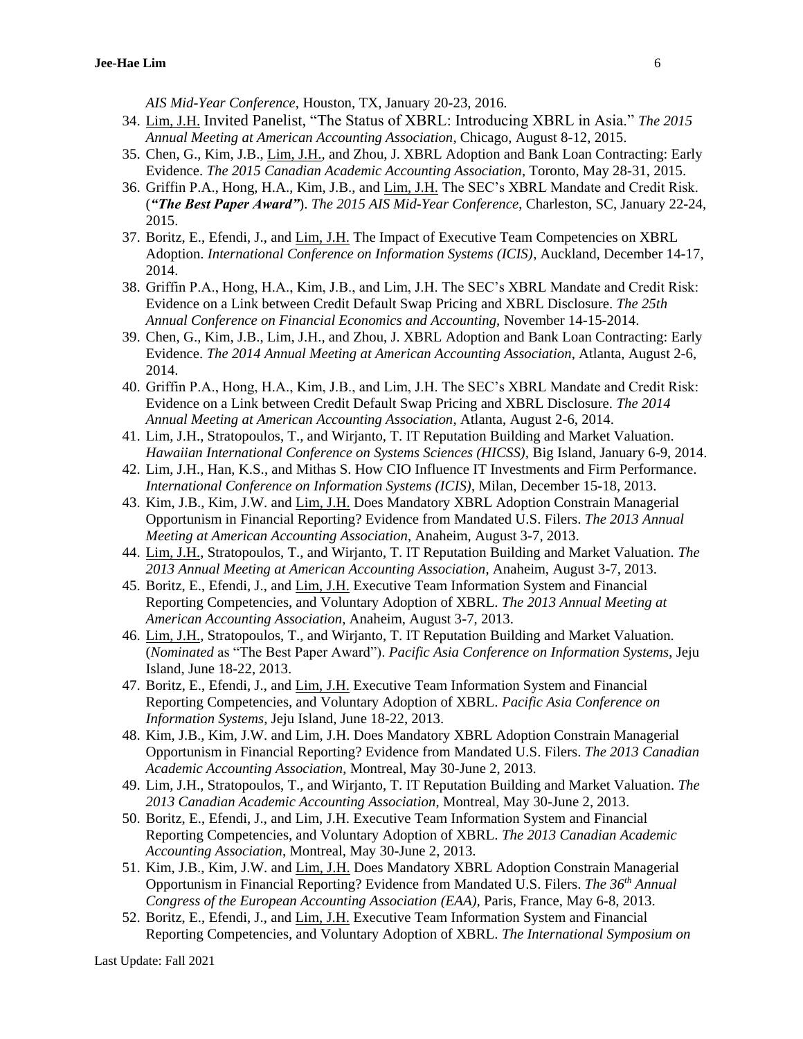*AIS Mid-Year Conference*, Houston, TX, January 20-23, 2016.

34. Lim, J.H. Invited Panelist, "The Status of XBRL: Introducing XBRL in Asia." *The 2015 Annual Meeting at American Accounting Association*, Chicago, August 8-12, 2015.
35. Chen, G., Kim, J.B., Lim, J.H., and Zhou, J. XBRL Adoption and Bank Loan Contracting: Early Evidence. *The 2015 Canadian Academic Accounting Association*, Toronto, May 28-31, 2015.
36. Griffin P.A., Hong, H.A., Kim, J.B., and Lim, J.H. The SEC's XBRL Mandate and Credit Risk. (***"The Best Paper Award"***). *The 2015 AIS Mid-Year Conference*, Charleston, SC, January 22-24, 2015.
37. Boritz, E., Efendi, J., and Lim, J.H. The Impact of Executive Team Competencies on XBRL Adoption. *International Conference on Information Systems (ICIS)*, Auckland, December 14-17, 2014.
38. Griffin P.A., Hong, H.A., Kim, J.B., and Lim, J.H. The SEC's XBRL Mandate and Credit Risk: Evidence on a Link between Credit Default Swap Pricing and XBRL Disclosure. *The 25th Annual Conference on Financial Economics and Accounting*, November 14-15-2014.
39. Chen, G., Kim, J.B., Lim, J.H., and Zhou, J. XBRL Adoption and Bank Loan Contracting: Early Evidence. *The 2014 Annual Meeting at American Accounting Association*, Atlanta, August 2-6, 2014.
40. Griffin P.A., Hong, H.A., Kim, J.B., and Lim, J.H. The SEC's XBRL Mandate and Credit Risk: Evidence on a Link between Credit Default Swap Pricing and XBRL Disclosure. *The 2014 Annual Meeting at American Accounting Association*, Atlanta, August 2-6, 2014.
41. Lim, J.H., Stratopoulos, T., and Wirjanto, T. IT Reputation Building and Market Valuation. *Hawaiian International Conference on Systems Sciences (HICSS)*, Big Island, January 6-9, 2014.
42. Lim, J.H., Han, K.S., and Mithas S. How CIO Influence IT Investments and Firm Performance. *International Conference on Information Systems (ICIS)*, Milan, December 15-18, 2013.
43. Kim, J.B., Kim, J.W. and Lim, J.H. Does Mandatory XBRL Adoption Constrain Managerial Opportunism in Financial Reporting? Evidence from Mandated U.S. Filers. *The 2013 Annual Meeting at American Accounting Association*, Anaheim, August 3-7, 2013.
44. Lim, J.H., Stratopoulos, T., and Wirjanto, T. IT Reputation Building and Market Valuation. *The 2013 Annual Meeting at American Accounting Association*, Anaheim, August 3-7, 2013.
45. Boritz, E., Efendi, J., and Lim, J.H. Executive Team Information System and Financial Reporting Competencies, and Voluntary Adoption of XBRL. *The 2013 Annual Meeting at American Accounting Association*, Anaheim, August 3-7, 2013.
46. Lim, J.H., Stratopoulos, T., and Wirjanto, T. IT Reputation Building and Market Valuation. (*Nominated* as "The Best Paper Award"). *Pacific Asia Conference on Information Systems*, Jeju Island, June 18-22, 2013.
47. Boritz, E., Efendi, J., and Lim, J.H. Executive Team Information System and Financial Reporting Competencies, and Voluntary Adoption of XBRL. *Pacific Asia Conference on Information Systems*, Jeju Island, June 18-22, 2013.
48. Kim, J.B., Kim, J.W. and Lim, J.H. Does Mandatory XBRL Adoption Constrain Managerial Opportunism in Financial Reporting? Evidence from Mandated U.S. Filers. *The 2013 Canadian Academic Accounting Association*, Montreal, May 30-June 2, 2013.
49. Lim, J.H., Stratopoulos, T., and Wirjanto, T. IT Reputation Building and Market Valuation. *The 2013 Canadian Academic Accounting Association*, Montreal, May 30-June 2, 2013.
50. Boritz, E., Efendi, J., and Lim, J.H. Executive Team Information System and Financial Reporting Competencies, and Voluntary Adoption of XBRL. *The 2013 Canadian Academic Accounting Association*, Montreal, May 30-June 2, 2013.
51. Kim, J.B., Kim, J.W. and Lim, J.H. Does Mandatory XBRL Adoption Constrain Managerial Opportunism in Financial Reporting? Evidence from Mandated U.S. Filers. *The 36th Annual Congress of the European Accounting Association (EAA)*, Paris, France, May 6-8, 2013.
52. Boritz, E., Efendi, J., and Lim, J.H. Executive Team Information System and Financial Reporting Competencies, and Voluntary Adoption of XBRL. *The International Symposium on*

Last Update: Fall 2021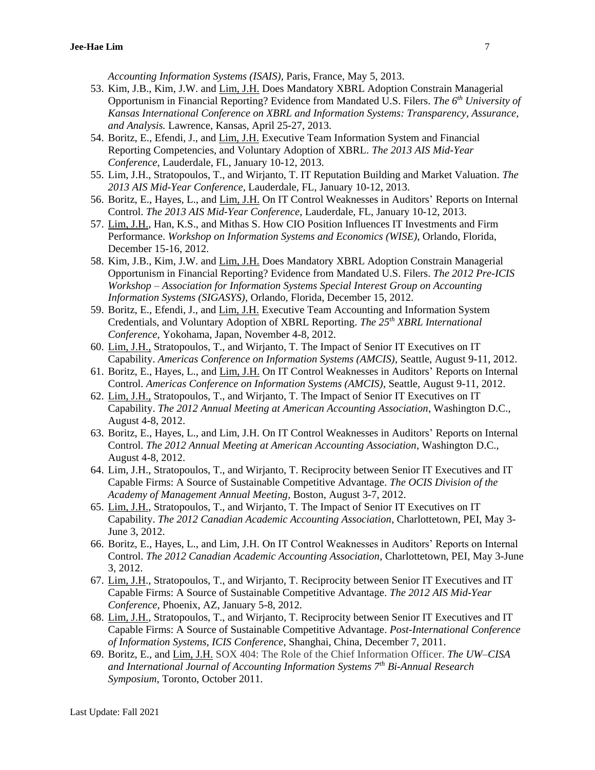*Accounting Information Systems (ISAIS)*, Paris, France, May 5, 2013.

53. Kim, J.B., Kim, J.W. and Lim, J.H. Does Mandatory XBRL Adoption Constrain Managerial Opportunism in Financial Reporting? Evidence from Mandated U.S. Filers. *The 6th University of Kansas International Conference on XBRL and Information Systems: Transparency, Assurance, and Analysis.* Lawrence, Kansas, April 25-27, 2013.
54. Boritz, E., Efendi, J., and Lim, J.H. Executive Team Information System and Financial Reporting Competencies, and Voluntary Adoption of XBRL. *The 2013 AIS Mid-Year Conference*, Lauderdale, FL, January 10-12, 2013.
55. Lim, J.H., Stratopoulos, T., and Wirjanto, T. IT Reputation Building and Market Valuation. *The 2013 AIS Mid-Year Conference*, Lauderdale, FL, January 10-12, 2013.
56. Boritz, E., Hayes, L., and Lim, J.H. On IT Control Weaknesses in Auditors' Reports on Internal Control. *The 2013 AIS Mid-Year Conference*, Lauderdale, FL, January 10-12, 2013.
57. Lim, J.H., Han, K.S., and Mithas S. How CIO Position Influences IT Investments and Firm Performance. *Workshop on Information Systems and Economics (WISE)*, Orlando, Florida, December 15-16, 2012.
58. Kim, J.B., Kim, J.W. and Lim, J.H. Does Mandatory XBRL Adoption Constrain Managerial Opportunism in Financial Reporting? Evidence from Mandated U.S. Filers. *The 2012 Pre-ICIS Workshop – Association for Information Systems Special Interest Group on Accounting Information Systems (SIGASYS)*, Orlando, Florida, December 15, 2012.
59. Boritz, E., Efendi, J., and Lim, J.H. Executive Team Accounting and Information System Credentials, and Voluntary Adoption of XBRL Reporting. *The 25th XBRL International Conference*, Yokohama, Japan, November 4-8, 2012.
60. Lim, J.H., Stratopoulos, T., and Wirjanto, T. The Impact of Senior IT Executives on IT Capability. *Americas Conference on Information Systems (AMCIS)*, Seattle, August 9-11, 2012.
61. Boritz, E., Hayes, L., and Lim, J.H. On IT Control Weaknesses in Auditors' Reports on Internal Control. *Americas Conference on Information Systems (AMCIS)*, Seattle, August 9-11, 2012.
62. Lim, J.H., Stratopoulos, T., and Wirjanto, T. The Impact of Senior IT Executives on IT Capability. *The 2012 Annual Meeting at American Accounting Association*, Washington D.C., August 4-8, 2012.
63. Boritz, E., Hayes, L., and Lim, J.H. On IT Control Weaknesses in Auditors' Reports on Internal Control. *The 2012 Annual Meeting at American Accounting Association*, Washington D.C., August 4-8, 2012.
64. Lim, J.H., Stratopoulos, T., and Wirjanto, T. Reciprocity between Senior IT Executives and IT Capable Firms: A Source of Sustainable Competitive Advantage. *The OCIS Division of the Academy of Management Annual Meeting*, Boston, August 3-7, 2012.
65. Lim, J.H., Stratopoulos, T., and Wirjanto, T. The Impact of Senior IT Executives on IT Capability. *The 2012 Canadian Academic Accounting Association*, Charlottetown, PEI, May 3-June 3, 2012.
66. Boritz, E., Hayes, L., and Lim, J.H. On IT Control Weaknesses in Auditors' Reports on Internal Control. *The 2012 Canadian Academic Accounting Association*, Charlottetown, PEI, May 3-June 3, 2012.
67. Lim, J.H., Stratopoulos, T., and Wirjanto, T. Reciprocity between Senior IT Executives and IT Capable Firms: A Source of Sustainable Competitive Advantage. *The 2012 AIS Mid-Year Conference*, Phoenix, AZ, January 5-8, 2012.
68. Lim, J.H., Stratopoulos, T., and Wirjanto, T. Reciprocity between Senior IT Executives and IT Capable Firms: A Source of Sustainable Competitive Advantage. *Post-International Conference of Information Systems, ICIS Conference*, Shanghai, China, December 7, 2011.
69. Boritz, E., and Lim, J.H. SOX 404: The Role of the Chief Information Officer. *The UW–CISA and International Journal of Accounting Information Systems 7th Bi-Annual Research Symposium*, Toronto, October 2011.

Last Update: Fall 2021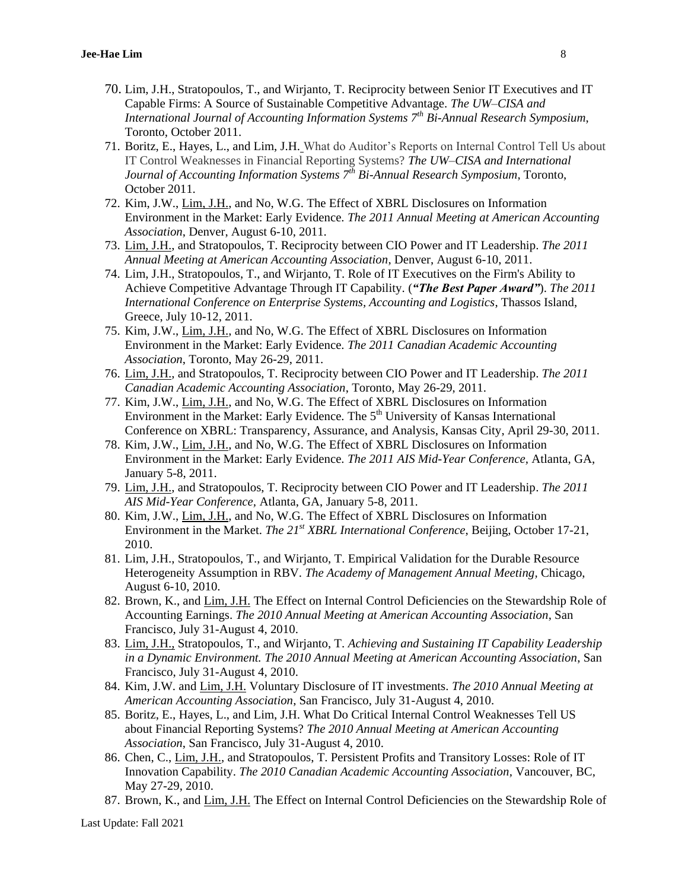70. Lim, J.H., Stratopoulos, T., and Wirjanto, T. Reciprocity between Senior IT Executives and IT Capable Firms: A Source of Sustainable Competitive Advantage. *The UW–CISA and International Journal of Accounting Information Systems 7th Bi-Annual Research Symposium*, Toronto, October 2011.
71. Boritz, E., Hayes, L., and Lim, J.H. What do Auditor's Reports on Internal Control Tell Us about IT Control Weaknesses in Financial Reporting Systems? *The UW–CISA and International Journal of Accounting Information Systems 7th Bi-Annual Research Symposium*, Toronto, October 2011.
72. Kim, J.W., Lim, J.H., and No, W.G. The Effect of XBRL Disclosures on Information Environment in the Market: Early Evidence. *The 2011 Annual Meeting at American Accounting Association*, Denver, August 6-10, 2011.
73. Lim, J.H., and Stratopoulos, T. Reciprocity between CIO Power and IT Leadership. *The 2011 Annual Meeting at American Accounting Association*, Denver, August 6-10, 2011.
74. Lim, J.H., Stratopoulos, T., and Wirjanto, T. Role of IT Executives on the Firm's Ability to Achieve Competitive Advantage Through IT Capability. (***"The Best Paper Award"***). *The 2011 International Conference on Enterprise Systems, Accounting and Logistics*, Thassos Island, Greece, July 10-12, 2011.
75. Kim, J.W., Lim, J.H., and No, W.G. The Effect of XBRL Disclosures on Information Environment in the Market: Early Evidence. *The 2011 Canadian Academic Accounting Association*, Toronto, May 26-29, 2011.
76. Lim, J.H., and Stratopoulos, T. Reciprocity between CIO Power and IT Leadership. *The 2011 Canadian Academic Accounting Association*, Toronto, May 26-29, 2011.
77. Kim, J.W., Lim, J.H., and No, W.G. The Effect of XBRL Disclosures on Information Environment in the Market: Early Evidence. The 5th University of Kansas International Conference on XBRL: Transparency, Assurance, and Analysis, Kansas City, April 29-30, 2011.
78. Kim, J.W., Lim, J.H., and No, W.G. The Effect of XBRL Disclosures on Information Environment in the Market: Early Evidence. *The 2011 AIS Mid-Year Conference*, Atlanta, GA, January 5-8, 2011.
79. Lim, J.H., and Stratopoulos, T. Reciprocity between CIO Power and IT Leadership. *The 2011 AIS Mid-Year Conference*, Atlanta, GA, January 5-8, 2011.
80. Kim, J.W., Lim, J.H., and No, W.G. The Effect of XBRL Disclosures on Information Environment in the Market. *The 21st XBRL International Conference*, Beijing, October 17-21, 2010.
81. Lim, J.H., Stratopoulos, T., and Wirjanto, T. Empirical Validation for the Durable Resource Heterogeneity Assumption in RBV. *The Academy of Management Annual Meeting,* Chicago, August 6-10, 2010.
82. Brown, K., and Lim, J.H. The Effect on Internal Control Deficiencies on the Stewardship Role of Accounting Earnings. *The 2010 Annual Meeting at American Accounting Association*, San Francisco, July 31-August 4, 2010.
83. Lim, J.H., Stratopoulos, T., and Wirjanto, T. *Achieving and Sustaining IT Capability Leadership in a Dynamic Environment. The 2010 Annual Meeting at American Accounting Association*, San Francisco, July 31-August 4, 2010.
84. Kim, J.W. and Lim, J.H. Voluntary Disclosure of IT investments. *The 2010 Annual Meeting at American Accounting Association*, San Francisco, July 31-August 4, 2010.
85. Boritz, E., Hayes, L., and Lim, J.H. What Do Critical Internal Control Weaknesses Tell US about Financial Reporting Systems? *The 2010 Annual Meeting at American Accounting Association*, San Francisco, July 31-August 4, 2010.
86. Chen, C., Lim, J.H., and Stratopoulos, T. Persistent Profits and Transitory Losses: Role of IT Innovation Capability. *The 2010 Canadian Academic Accounting Association*, Vancouver, BC, May 27-29, 2010.
87. Brown, K., and Lim, J.H. The Effect on Internal Control Deficiencies on the Stewardship Role of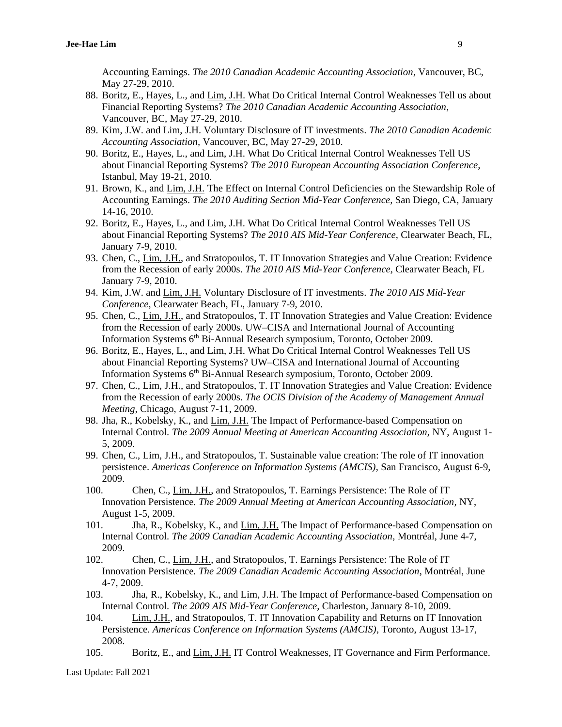Accounting Earnings. *The 2010 Canadian Academic Accounting Association*, Vancouver, BC, May 27-29, 2010.

88. Boritz, E., Hayes, L., and Lim, J.H. What Do Critical Internal Control Weaknesses Tell us about Financial Reporting Systems? *The 2010 Canadian Academic Accounting Association*, Vancouver, BC, May 27-29, 2010.
89. Kim, J.W. and Lim, J.H. Voluntary Disclosure of IT investments. *The 2010 Canadian Academic Accounting Association,* Vancouver, BC, May 27-29, 2010.
90. Boritz, E., Hayes, L., and Lim, J.H. What Do Critical Internal Control Weaknesses Tell US about Financial Reporting Systems? *The 2010 European Accounting Association Conference*, Istanbul, May 19-21, 2010.
91. Brown, K., and Lim, J.H. The Effect on Internal Control Deficiencies on the Stewardship Role of Accounting Earnings. *The 2010 Auditing Section Mid-Year Conference,* San Diego, CA, January 14-16, 2010.
92. Boritz, E., Hayes, L., and Lim, J.H. What Do Critical Internal Control Weaknesses Tell US about Financial Reporting Systems? *The 2010 AIS Mid-Year Conference*, Clearwater Beach, FL, January 7-9, 2010.
93. Chen, C., Lim, J.H., and Stratopoulos, T. IT Innovation Strategies and Value Creation: Evidence from the Recession of early 2000s. *The 2010 AIS Mid-Year Conference*, Clearwater Beach, FL January 7-9, 2010.
94. Kim, J.W. and Lim, J.H. Voluntary Disclosure of IT investments. *The 2010 AIS Mid-Year Conference*, Clearwater Beach, FL, January 7-9, 2010.
95. Chen, C., Lim, J.H., and Stratopoulos, T. IT Innovation Strategies and Value Creation: Evidence from the Recession of early 2000s. UW–CISA and International Journal of Accounting Information Systems 6th Bi-Annual Research symposium, Toronto, October 2009.
96. Boritz, E., Hayes, L., and Lim, J.H. What Do Critical Internal Control Weaknesses Tell US about Financial Reporting Systems? UW–CISA and International Journal of Accounting Information Systems 6th Bi-Annual Research symposium, Toronto, October 2009.
97. Chen, C., Lim, J.H., and Stratopoulos, T. IT Innovation Strategies and Value Creation: Evidence from the Recession of early 2000s. *The OCIS Division of the Academy of Management Annual Meeting,* Chicago, August 7-11, 2009.
98. Jha, R., Kobelsky, K., and Lim, J.H. The Impact of Performance-based Compensation on Internal Control. *The 2009 Annual Meeting at American Accounting Association*, NY, August 1-5, 2009.
99. Chen, C., Lim, J.H., and Stratopoulos, T. Sustainable value creation: The role of IT innovation persistence. *Americas Conference on Information Systems (AMCIS)*, San Francisco, August 6-9, 2009.
100. Chen, C., Lim, J.H., and Stratopoulos, T. Earnings Persistence: The Role of IT Innovation Persistence*. The 2009 Annual Meeting at American Accounting Association*, NY, August 1-5, 2009.
101. Jha, R., Kobelsky, K., and Lim, J.H. The Impact of Performance-based Compensation on Internal Control. *The 2009 Canadian Academic Accounting Association*, Montréal, June 4-7, 2009.
102. Chen, C., Lim, J.H., and Stratopoulos, T. Earnings Persistence: The Role of IT Innovation Persistence*. The 2009 Canadian Academic Accounting Association*, Montréal, June 4-7, 2009.
103. Jha, R., Kobelsky, K., and Lim, J.H. The Impact of Performance-based Compensation on Internal Control. *The 2009 AIS Mid-Year Conference,* Charleston, January 8-10, 2009.
104. Lim, J.H., and Stratopoulos, T. IT Innovation Capability and Returns on IT Innovation Persistence. *Americas Conference on Information Systems (AMCIS)*, Toronto, August 13-17, 2008.
105. Boritz, E., and Lim, J.H. IT Control Weaknesses, IT Governance and Firm Performance.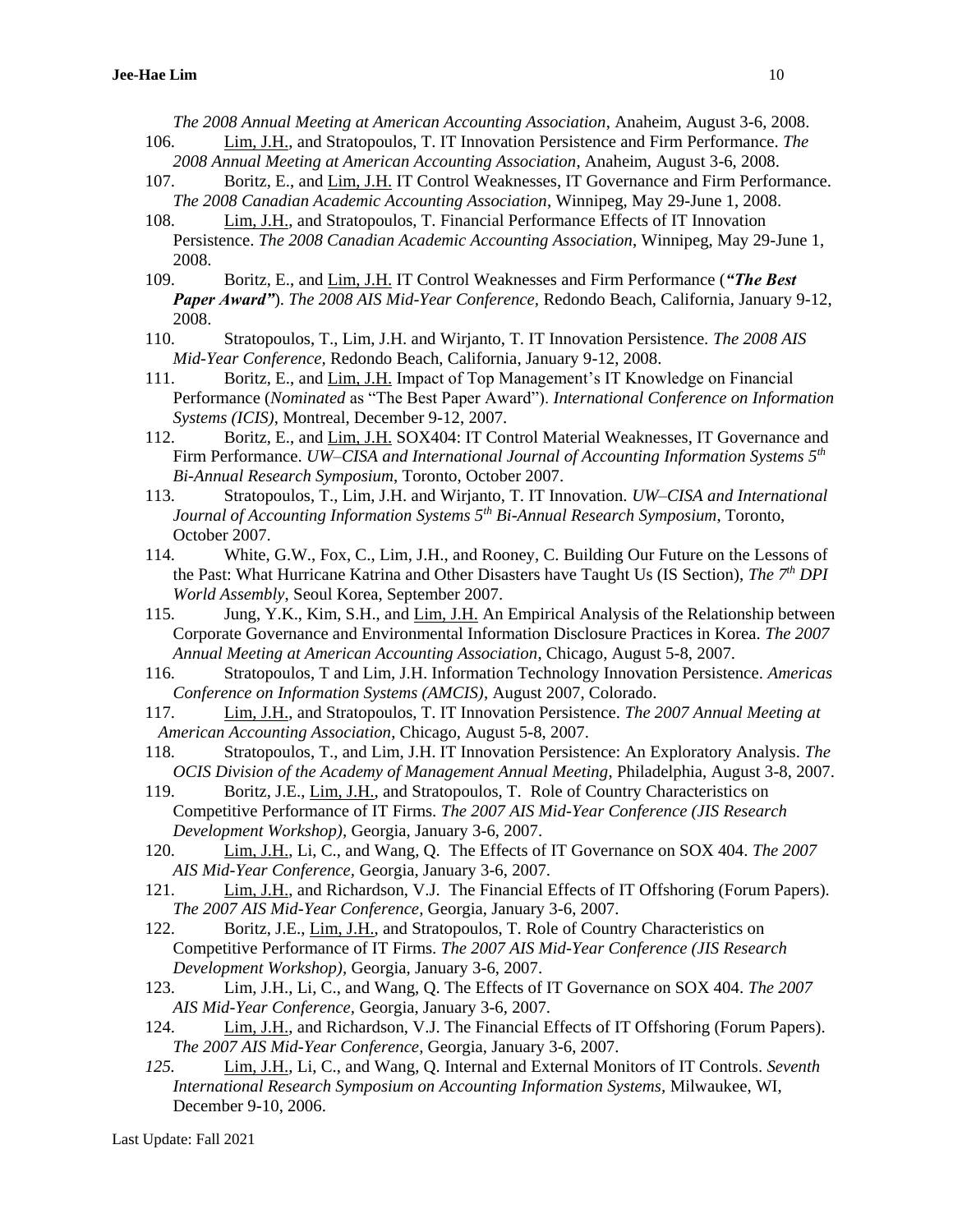*The 2008 Annual Meeting at American Accounting Association*, Anaheim, August 3-6, 2008.

106. Lim, J.H., and Stratopoulos, T. IT Innovation Persistence and Firm Performance. *The 2008 Annual Meeting at American Accounting Association*, Anaheim, August 3-6, 2008.
107. Boritz, E., and Lim, J.H. IT Control Weaknesses, IT Governance and Firm Performance. *The 2008 Canadian Academic Accounting Association*, Winnipeg, May 29-June 1, 2008.
108. Lim, J.H., and Stratopoulos, T. Financial Performance Effects of IT Innovation Persistence. *The 2008 Canadian Academic Accounting Association*, Winnipeg, May 29-June 1, 2008.
109. Boritz, E., and Lim, J.H. IT Control Weaknesses and Firm Performance (***"The Best Paper Award"***). *The 2008 AIS Mid-Year Conference*, Redondo Beach, California, January 9-12, 2008.
110. Stratopoulos, T., Lim, J.H. and Wirjanto, T. IT Innovation Persistence. *The 2008 AIS Mid-Year Conference*, Redondo Beach, California, January 9-12, 2008.
111. Boritz, E., and Lim, J.H. Impact of Top Management's IT Knowledge on Financial Performance (*Nominated* as "The Best Paper Award"). *International Conference on Information Systems (ICIS)*, Montreal, December 9-12, 2007.
112. Boritz, E., and Lim, J.H. SOX404: IT Control Material Weaknesses, IT Governance and Firm Performance. *UW–CISA and International Journal of Accounting Information Systems 5th Bi-Annual Research Symposium*, Toronto, October 2007.
113. Stratopoulos, T., Lim, J.H. and Wirjanto, T. IT Innovation. *UW–CISA and International Journal of Accounting Information Systems 5th Bi-Annual Research Symposium*, Toronto, October 2007.
114. White, G.W., Fox, C., Lim, J.H., and Rooney, C. Building Our Future on the Lessons of the Past: What Hurricane Katrina and Other Disasters have Taught Us (IS Section), *The 7th DPI World Assembly*, Seoul Korea, September 2007.
115. Jung, Y.K., Kim, S.H., and Lim, J.H. An Empirical Analysis of the Relationship between Corporate Governance and Environmental Information Disclosure Practices in Korea. *The 2007 Annual Meeting at American Accounting Association*, Chicago, August 5-8, 2007.
116. Stratopoulos, T and Lim, J.H. Information Technology Innovation Persistence. *Americas Conference on Information Systems (AMCIS)*, August 2007, Colorado.
117. Lim, J.H., and Stratopoulos, T. IT Innovation Persistence. *The 2007 Annual Meeting at American Accounting Association*, Chicago, August 5-8, 2007.
118. Stratopoulos, T., and Lim, J.H. IT Innovation Persistence: An Exploratory Analysis. *The OCIS Division of the Academy of Management Annual Meeting*, Philadelphia, August 3-8, 2007.
119. Boritz, J.E., Lim, J.H., and Stratopoulos, T. Role of Country Characteristics on Competitive Performance of IT Firms. *The 2007 AIS Mid-Year Conference (JIS Research Development Workshop)*, Georgia, January 3-6, 2007.
120. Lim, J.H., Li, C., and Wang, Q. The Effects of IT Governance on SOX 404. *The 2007 AIS Mid-Year Conference*, Georgia, January 3-6, 2007.
121. Lim, J.H., and Richardson, V.J. The Financial Effects of IT Offshoring (Forum Papers). *The 2007 AIS Mid-Year Conference*, Georgia, January 3-6, 2007.
122. Boritz, J.E., Lim, J.H., and Stratopoulos, T. Role of Country Characteristics on Competitive Performance of IT Firms. *The 2007 AIS Mid-Year Conference (JIS Research Development Workshop)*, Georgia, January 3-6, 2007.
123. Lim, J.H., Li, C., and Wang, Q. The Effects of IT Governance on SOX 404. *The 2007 AIS Mid-Year Conference*, Georgia, January 3-6, 2007.
124. Lim, J.H., and Richardson, V.J. The Financial Effects of IT Offshoring (Forum Papers). *The 2007 AIS Mid-Year Conference*, Georgia, January 3-6, 2007.
125. Lim, J.H., Li, C., and Wang, Q. Internal and External Monitors of IT Controls. *Seventh International Research Symposium on Accounting Information Systems*, Milwaukee, WI, December 9-10, 2006.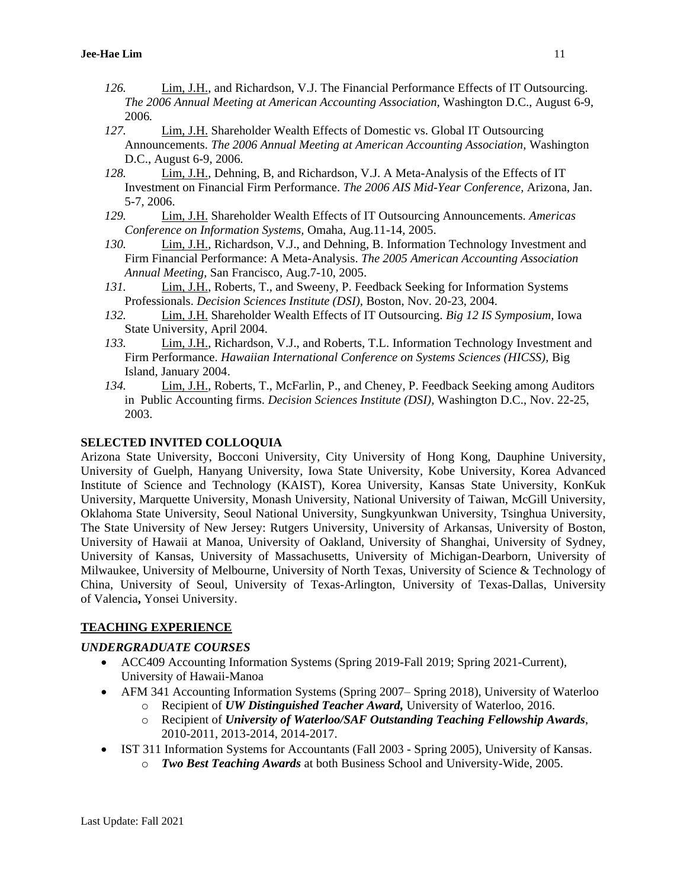126. <u>Lim, J.H.</u>, and Richardson, V.J. The Financial Performance Effects of IT Outsourcing. *The 2006 Annual Meeting at American Accounting Association*, Washington D.C., August 6-9, 2006*.*
127. <u>Lim, J.H.</u> Shareholder Wealth Effects of Domestic vs. Global IT Outsourcing Announcements. *The 2006 Annual Meeting at American Accounting Association*, Washington D.C., August 6-9, 2006*.*
128. <u>Lim, J.H.</u>, Dehning, B, and Richardson, V.J. A Meta-Analysis of the Effects of IT Investment on Financial Firm Performance. *The 2006 AIS Mid-Year Conference,* Arizona, Jan. 5-7, 2006.
129. <u>Lim, J.H.</u> Shareholder Wealth Effects of IT Outsourcing Announcements. *Americas Conference on Information Systems,* Omaha, Aug.11-14, 2005.
130. <u>Lim, J.H.</u>, Richardson, V.J., and Dehning, B. Information Technology Investment and Firm Financial Performance: A Meta-Analysis. *The 2005 American Accounting Association Annual Meeting*, San Francisco, Aug.7-10, 2005.
131. <u>Lim, J.H.</u>, Roberts, T., and Sweeny, P. Feedback Seeking for Information Systems Professionals. *Decision Sciences Institute (DSI),* Boston, Nov. 20-23, 2004.
132. <u>Lim, J.H.</u> Shareholder Wealth Effects of IT Outsourcing. *Big 12 IS Symposium,* Iowa State University, April 2004.
133. <u>Lim, J.H.</u>, Richardson, V.J., and Roberts, T.L. Information Technology Investment and Firm Performance. *Hawaiian International Conference on Systems Sciences (HICSS),* Big Island, January 2004.
134. <u>Lim, J.H.</u>, Roberts, T., McFarlin, P., and Cheney, P. Feedback Seeking among Auditors in Public Accounting firms. *Decision Sciences Institute (DSI),* Washington D.C., Nov. 22-25, 2003.

## SELECTED INVITED COLLOQUIA

Arizona State University, Bocconi University, City University of Hong Kong, Dauphine University, University of Guelph, Hanyang University, Iowa State University, Kobe University, Korea Advanced Institute of Science and Technology (KAIST), Korea University, Kansas State University, KonKuk University, Marquette University, Monash University, National University of Taiwan, McGill University, Oklahoma State University, Seoul National University, Sungkyunkwan University, Tsinghua University, The State University of New Jersey: Rutgers University, University of Arkansas, University of Boston, University of Hawaii at Manoa, University of Oakland, University of Shanghai, University of Sydney, University of Kansas, University of Massachusetts, University of Michigan-Dearborn, University of Milwaukee, University of Melbourne, University of North Texas, University of Science & Technology of China, University of Seoul, University of Texas-Arlington, University of Texas-Dallas, University of Valencia**,** Yonsei University.

## <u>TEACHING EXPERIENCE</u>

### *UNDERGRADUATE COURSES*

- ACC409 Accounting Information Systems (Spring 2019-Fall 2019; Spring 2021-Current), University of Hawaii-Manoa
- AFM 341 Accounting Information Systems (Spring 2007– Spring 2018), University of Waterloo
  - Recipient of ***UW Distinguished Teacher Award,*** University of Waterloo, 2016.
  - Recipient of ***University of Waterloo/SAF Outstanding Teaching Fellowship Awards***, 2010-2011, 2013-2014, 2014-2017.
- IST 311 Information Systems for Accountants (Fall 2003 - Spring 2005), University of Kansas.
  - ***Two Best Teaching Awards*** at both Business School and University-Wide, 2005.

Last Update: Fall 2021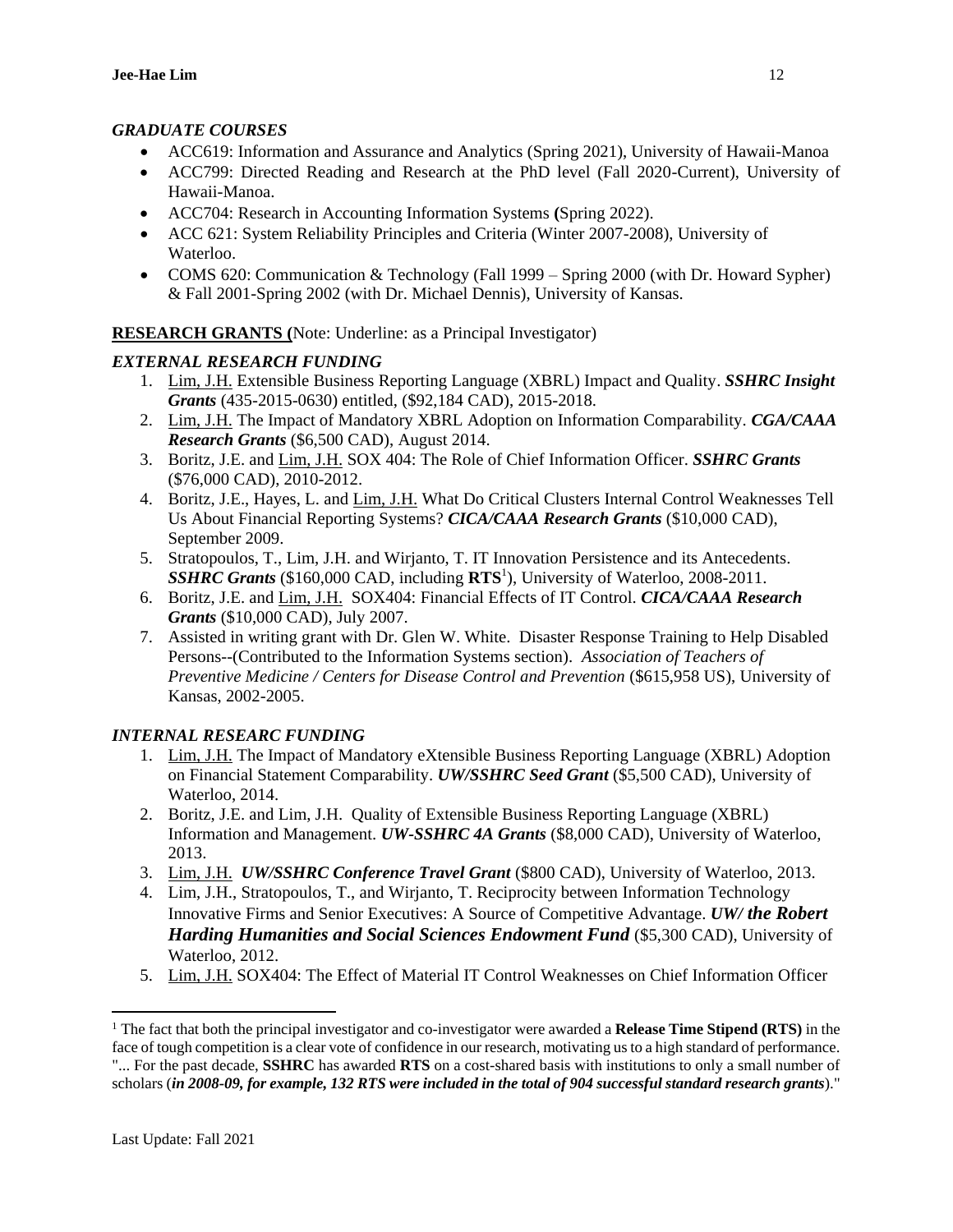### *GRADUATE COURSES*

- ACC619: Information and Assurance and Analytics (Spring 2021), University of Hawaii-Manoa
- ACC799: Directed Reading and Research at the PhD level (Fall 2020-Current), University of Hawaii-Manoa.
- ACC704: Research in Accounting Information Systems **(**Spring 2022).
- ACC 621: System Reliability Principles and Criteria (Winter 2007-2008), University of Waterloo.
- COMS 620: Communication & Technology (Fall 1999 – Spring 2000 (with Dr. Howard Sypher) & Fall 2001-Spring 2002 (with Dr. Michael Dennis), University of Kansas.

## **RESEARCH GRANTS (**Note: Underline: as a Principal Investigator)

### *EXTERNAL RESEARCH FUNDING*

1. <u>Lim, J.H.</u> Extensible Business Reporting Language (XBRL) Impact and Quality. ***SSHRC Insight Grants*** (435-2015-0630) entitled, ($92,184 CAD), 2015-2018.
2. <u>Lim, J.H.</u> The Impact of Mandatory XBRL Adoption on Information Comparability. ***CGA/CAAA Research Grants*** ($6,500 CAD), August 2014.
3. Boritz, J.E. and <u>Lim, J.H.</u> SOX 404: The Role of Chief Information Officer. ***SSHRC Grants*** ($76,000 CAD), 2010-2012.
4. Boritz, J.E., Hayes, L. and <u>Lim, J.H.</u> What Do Critical Clusters Internal Control Weaknesses Tell Us About Financial Reporting Systems? ***CICA/CAAA Research Grants*** ($10,000 CAD), September 2009.
5. Stratopoulos, T., Lim, J.H. and Wirjanto, T. IT Innovation Persistence and its Antecedents. ***SSHRC Grants*** ($160,000 CAD, including **RTS**[1]), University of Waterloo, 2008-2011.
6. Boritz, J.E. and <u>Lim, J.H.</u> SOX404: Financial Effects of IT Control. ***CICA/CAAA Research Grants*** ($10,000 CAD), July 2007.
7. Assisted in writing grant with Dr. Glen W. White. Disaster Response Training to Help Disabled Persons--(Contributed to the Information Systems section). *Association of Teachers of Preventive Medicine / Centers for Disease Control and Prevention* ($615,958 US), University of Kansas, 2002-2005.

### *INTERNAL RESEARC FUNDING*

1. <u>Lim, J.H.</u> The Impact of Mandatory eXtensible Business Reporting Language (XBRL) Adoption on Financial Statement Comparability. ***UW/SSHRC Seed Grant*** ($5,500 CAD), University of Waterloo, 2014.
2. Boritz, J.E. and Lim, J.H. Quality of Extensible Business Reporting Language (XBRL) Information and Management. ***UW-SSHRC 4A Grants*** ($8,000 CAD), University of Waterloo, 2013.
3. <u>Lim, J.H.</u> ***UW/SSHRC Conference Travel Grant*** ($800 CAD), University of Waterloo, 2013.
4. Lim, J.H., Stratopoulos, T., and Wirjanto, T. Reciprocity between Information Technology Innovative Firms and Senior Executives: A Source of Competitive Advantage. ***UW/ the Robert Harding Humanities and Social Sciences Endowment Fund*** ($5,300 CAD), University of Waterloo, 2012.
5. <u>Lim, J.H.</u> SOX404: The Effect of Material IT Control Weaknesses on Chief Information Officer

---

[1] The fact that both the principal investigator and co-investigator were awarded a **Release Time Stipend (RTS)** in the face of tough competition is a clear vote of confidence in our research, motivating us to a high standard of performance. "... For the past decade, **SSHRC** has awarded **RTS** on a cost-shared basis with institutions to only a small number of scholars (***in 2008-09, for example, 132 RTS were included in the total of 904 successful standard research grants***)."

Last Update: Fall 2021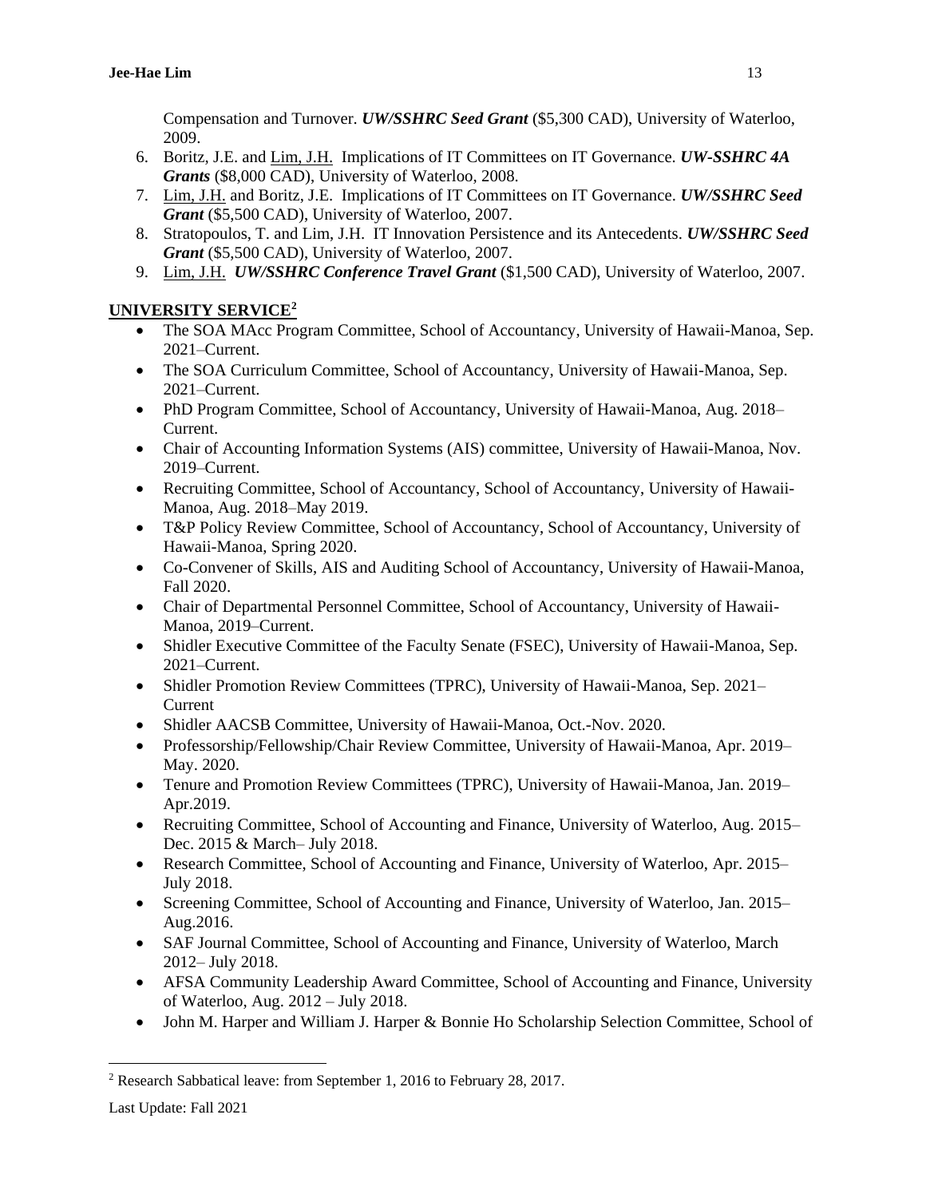Compensation and Turnover. ***UW/SSHRC Seed Grant*** ($5,300 CAD), University of Waterloo, 2009.

6. Boritz, J.E. and Lim, J.H. Implications of IT Committees on IT Governance. ***UW-SSHRC 4A Grants*** ($8,000 CAD), University of Waterloo, 2008.
7. Lim, J.H. and Boritz, J.E. Implications of IT Committees on IT Governance. ***UW/SSHRC Seed Grant*** ($5,500 CAD), University of Waterloo, 2007.
8. Stratopoulos, T. and Lim, J.H. IT Innovation Persistence and its Antecedents. ***UW/SSHRC Seed Grant*** ($5,500 CAD), University of Waterloo, 2007.
9. Lim, J.H. ***UW/SSHRC Conference Travel Grant*** ($1,500 CAD), University of Waterloo, 2007.

## UNIVERSITY SERVICE[2]

- The SOA MAcc Program Committee, School of Accountancy, University of Hawaii-Manoa, Sep. 2021–Current.
- The SOA Curriculum Committee, School of Accountancy, University of Hawaii-Manoa, Sep. 2021–Current.
- PhD Program Committee, School of Accountancy, University of Hawaii-Manoa, Aug. 2018–Current.
- Chair of Accounting Information Systems (AIS) committee, University of Hawaii-Manoa, Nov. 2019–Current.
- Recruiting Committee, School of Accountancy, School of Accountancy, University of Hawaii-Manoa, Aug. 2018–May 2019.
- T&P Policy Review Committee, School of Accountancy, School of Accountancy, University of Hawaii-Manoa, Spring 2020.
- Co-Convener of Skills, AIS and Auditing School of Accountancy, University of Hawaii-Manoa, Fall 2020.
- Chair of Departmental Personnel Committee, School of Accountancy, University of Hawaii-Manoa, 2019–Current.
- Shidler Executive Committee of the Faculty Senate (FSEC), University of Hawaii-Manoa, Sep. 2021–Current.
- Shidler Promotion Review Committees (TPRC), University of Hawaii-Manoa, Sep. 2021–Current
- Shidler AACSB Committee, University of Hawaii-Manoa, Oct.-Nov. 2020.
- Professorship/Fellowship/Chair Review Committee, University of Hawaii-Manoa, Apr. 2019–May. 2020.
- Tenure and Promotion Review Committees (TPRC), University of Hawaii-Manoa, Jan. 2019–Apr.2019.
- Recruiting Committee, School of Accounting and Finance, University of Waterloo, Aug. 2015–Dec. 2015 & March– July 2018.
- Research Committee, School of Accounting and Finance, University of Waterloo, Apr. 2015–July 2018.
- Screening Committee, School of Accounting and Finance, University of Waterloo, Jan. 2015–Aug.2016.
- SAF Journal Committee, School of Accounting and Finance, University of Waterloo, March 2012– July 2018.
- AFSA Community Leadership Award Committee, School of Accounting and Finance, University of Waterloo, Aug. 2012 – July 2018.
- John M. Harper and William J. Harper & Bonnie Ho Scholarship Selection Committee, School of

[2] Research Sabbatical leave: from September 1, 2016 to February 28, 2017.

Last Update: Fall 2021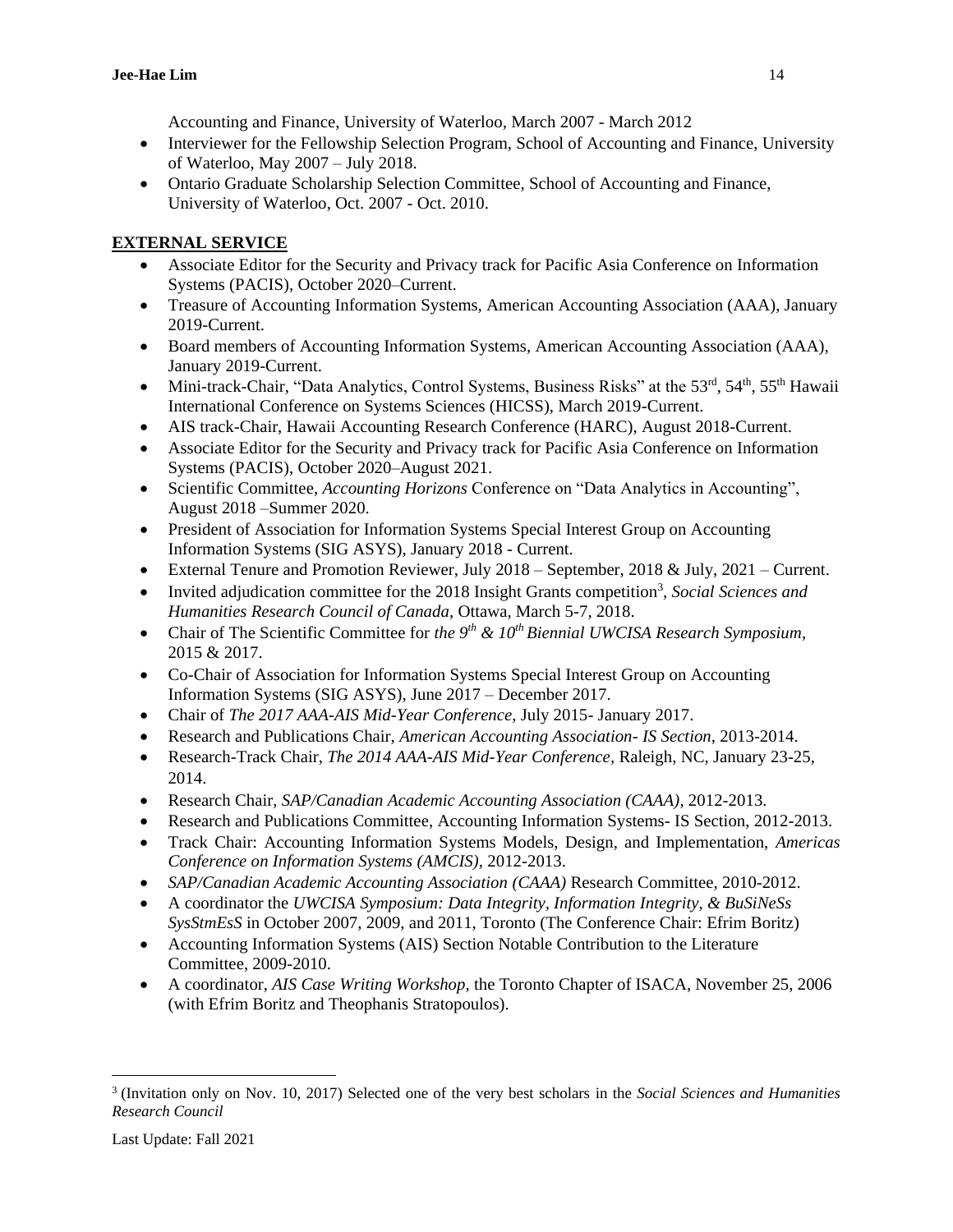Accounting and Finance, University of Waterloo, March 2007 - March 2012

- Interviewer for the Fellowship Selection Program, School of Accounting and Finance, University of Waterloo, May 2007 – July 2018.
- Ontario Graduate Scholarship Selection Committee, School of Accounting and Finance, University of Waterloo, Oct. 2007 - Oct. 2010.

## EXTERNAL SERVICE

- Associate Editor for the Security and Privacy track for Pacific Asia Conference on Information Systems (PACIS), October 2020–Current.
- Treasure of Accounting Information Systems, American Accounting Association (AAA), January 2019-Current.
- Board members of Accounting Information Systems, American Accounting Association (AAA), January 2019-Current.
- Mini-track-Chair, "Data Analytics, Control Systems, Business Risks" at the 53rd, 54th, 55th Hawaii International Conference on Systems Sciences (HICSS), March 2019-Current.
- AIS track-Chair, Hawaii Accounting Research Conference (HARC), August 2018-Current.
- Associate Editor for the Security and Privacy track for Pacific Asia Conference on Information Systems (PACIS), October 2020–August 2021.
- Scientific Committee, *Accounting Horizons* Conference on "Data Analytics in Accounting", August 2018 –Summer 2020.
- President of Association for Information Systems Special Interest Group on Accounting Information Systems (SIG ASYS), January 2018 - Current.
- External Tenure and Promotion Reviewer, July 2018 – September, 2018 & July, 2021 – Current.
- Invited adjudication committee for the 2018 Insight Grants competition[3], *Social Sciences and Humanities Research Council of Canada*, Ottawa, March 5-7, 2018.
- Chair of The Scientific Committee for *the 9th & 10th Biennial UWCISA Research Symposium*, 2015 & 2017.
- Co-Chair of Association for Information Systems Special Interest Group on Accounting Information Systems (SIG ASYS), June 2017 – December 2017.
- Chair of *The 2017 AAA-AIS Mid-Year Conference*, July 2015- January 2017.
- Research and Publications Chair, *American Accounting Association- IS Section*, 2013-2014.
- Research-Track Chair, *The 2014 AAA-AIS Mid-Year Conference*, Raleigh, NC, January 23-25, 2014.
- Research Chair, *SAP/Canadian Academic Accounting Association (CAAA)*, 2012-2013.
- Research and Publications Committee, Accounting Information Systems- IS Section, 2012-2013.
- Track Chair: Accounting Information Systems Models, Design, and Implementation, *Americas Conference on Information Systems (AMCIS)*, 2012-2013.
- *SAP/Canadian Academic Accounting Association (CAAA)* Research Committee, 2010-2012.
- A coordinator the *UWCISA Symposium: Data Integrity, Information Integrity, & BuSiNeSs SysStmEsS* in October 2007, 2009, and 2011, Toronto (The Conference Chair: Efrim Boritz)
- Accounting Information Systems (AIS) Section Notable Contribution to the Literature Committee, 2009-2010.
- A coordinator, *AIS Case Writing Workshop*, the Toronto Chapter of ISACA, November 25, 2006 (with Efrim Boritz and Theophanis Stratopoulos).

---

[3] (Invitation only on Nov. 10, 2017) Selected one of the very best scholars in the *Social Sciences and Humanities Research Council*

Last Update: Fall 2021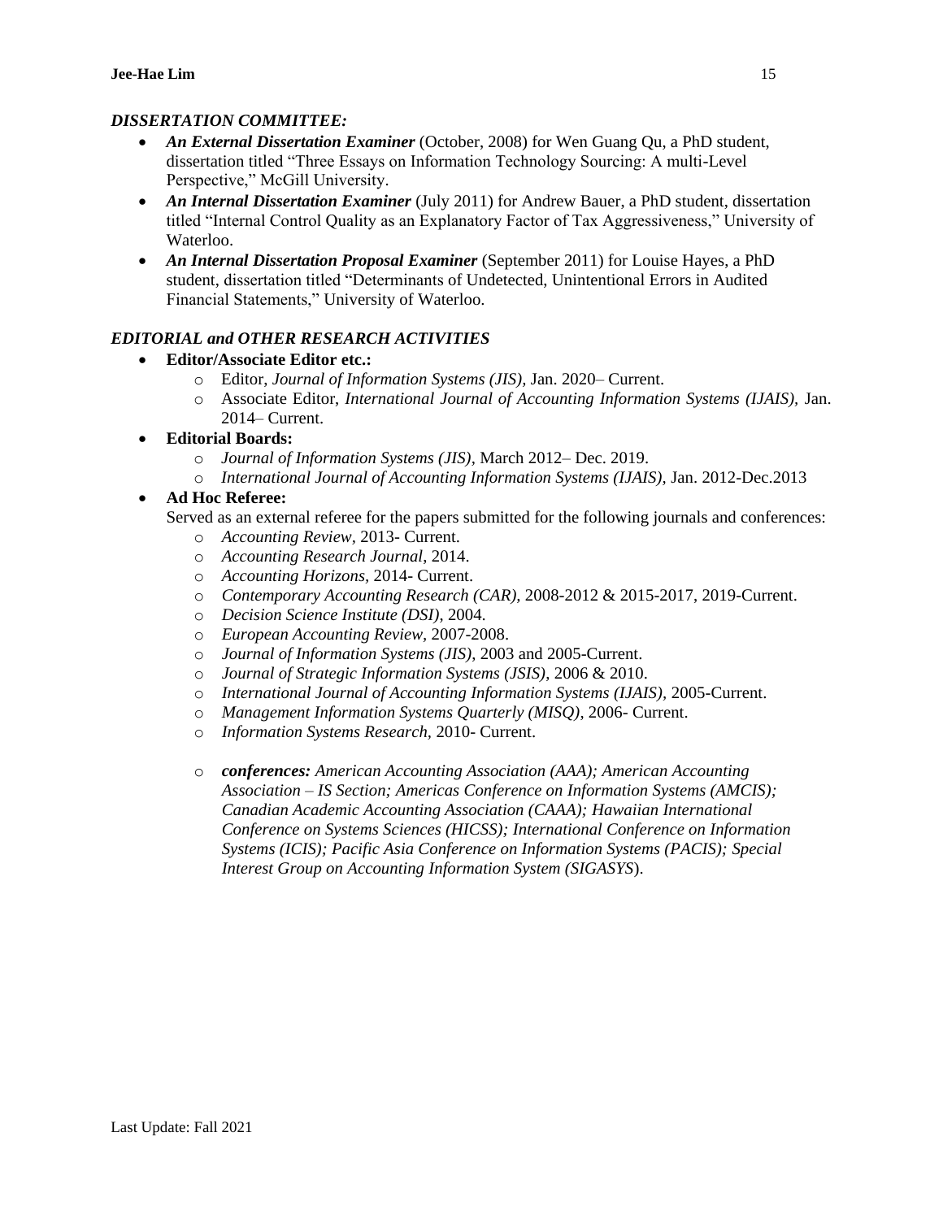### *DISSERTATION COMMITTEE:*

- ***An External Dissertation Examiner*** (October, 2008) for Wen Guang Qu, a PhD student, dissertation titled "Three Essays on Information Technology Sourcing: A multi-Level Perspective," McGill University.
- ***An Internal Dissertation Examiner*** (July 2011) for Andrew Bauer, a PhD student, dissertation titled "Internal Control Quality as an Explanatory Factor of Tax Aggressiveness," University of Waterloo.
- ***An Internal Dissertation Proposal Examiner*** (September 2011) for Louise Hayes, a PhD student, dissertation titled "Determinants of Undetected, Unintentional Errors in Audited Financial Statements," University of Waterloo.

### *EDITORIAL and OTHER RESEARCH ACTIVITIES*

- **Editor/Associate Editor etc.:**
  - Editor, *Journal of Information Systems (JIS),* Jan. 2020– Current.
  - Associate Editor, *International Journal of Accounting Information Systems (IJAIS),* Jan. 2014– Current.
- **Editorial Boards:**
  - *Journal of Information Systems (JIS),* March 2012– Dec. 2019.
  - *International Journal of Accounting Information Systems (IJAIS),* Jan. 2012-Dec.2013
- **Ad Hoc Referee:**

  Served as an external referee for the papers submitted for the following journals and conferences:
  - *Accounting Review,* 2013- Current.
  - *Accounting Research Journal,* 2014.
  - *Accounting Horizons,* 2014- Current.
  - *Contemporary Accounting Research (CAR),* 2008-2012 & 2015-2017, 2019-Current.
  - *Decision Science Institute (DSI)*, 2004.
  - *European Accounting Review,* 2007-2008.
  - *Journal of Information Systems (JIS),* 2003 and 2005-Current.
  - *Journal of Strategic Information Systems (JSIS),* 2006 & 2010.
  - *International Journal of Accounting Information Systems (IJAIS),* 2005-Current.
  - *Management Information Systems Quarterly (MISQ),* 2006- Current.
  - *Information Systems Research,* 2010- Current.

  - ***conferences:*** *American Accounting Association (AAA); American Accounting Association – IS Section; Americas Conference on Information Systems (AMCIS); Canadian Academic Accounting Association (CAAA); Hawaiian International Conference on Systems Sciences (HICSS); International Conference on Information Systems (ICIS); Pacific Asia Conference on Information Systems (PACIS); Special Interest Group on Accounting Information System (SIGASYS*).

Last Update: Fall 2021